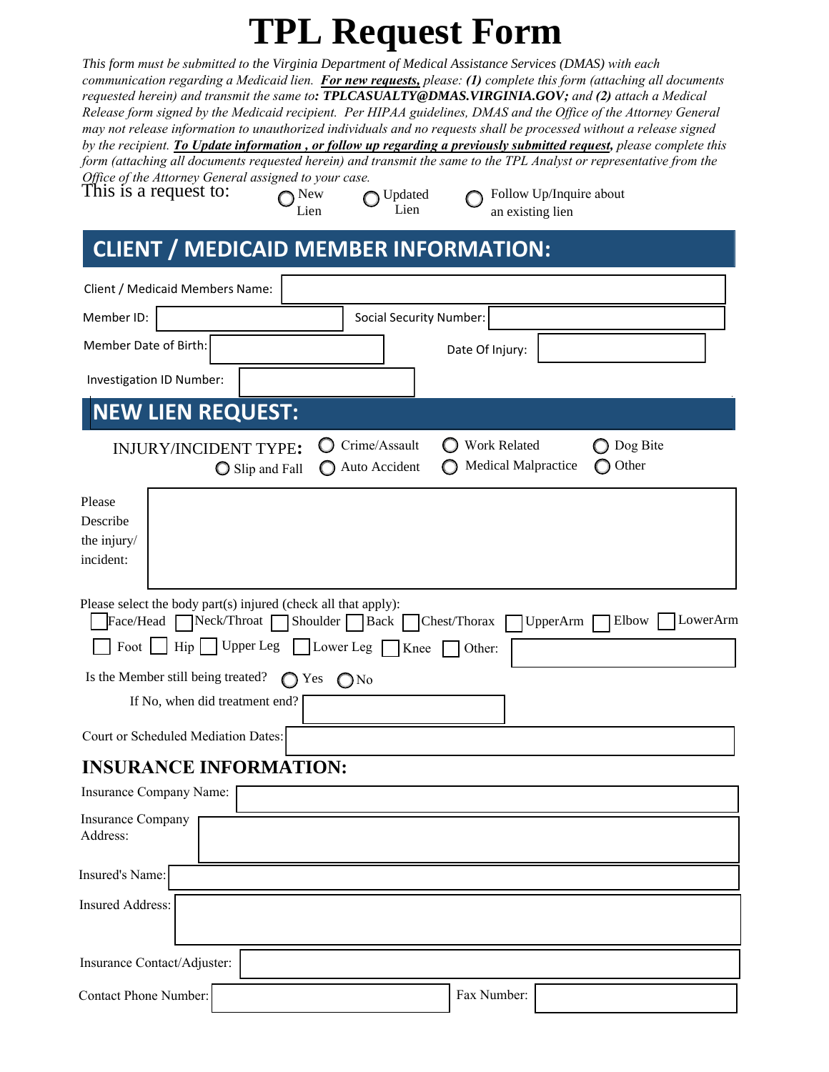# TPL Request Form

*This form must be submitted to the Virginia Department of Medical Assistance Services (DMAS) with each communication regarding a Medicaid lien.* ***For new requests,*** *please:* ***(1)*** *complete this form (attaching all documents requested herein) and transmit the same to****: TPLCASUALTY@DMAS.VIRGINIA.GOV;*** *and* ***(2)*** *attach a Medical Release form signed by the Medicaid recipient. Per HIPAA guidelines, DMAS and the Office of the Attorney General may not release information to unauthorized individuals and no requests shall be processed without a release signed by the recipient.* ***To Update information , or follow up regarding a previously submitted request,*** *please complete this form (attaching all documents requested herein) and transmit the same to the TPL Analyst or representative from the Office of the Attorney General assigned to your case.*

This is a request to: ○ New Lien ○ Updated Lien ○ Follow Up/Inquire about an existing lien

## CLIENT / MEDICAID MEMBER INFORMATION:

Client / Medicaid Members Name:

Member ID: Social Security Number:

Member Date of Birth: Date Of Injury:

Investigation ID Number:

## NEW LIEN REQUEST:

INJURY/INCIDENT TYPE: ○ Crime/Assault ○ Work Related ○ Dog Bite ○ Slip and Fall ○ Auto Accident ○ Medical Malpractice ○ Other

Please Describe the injury/ incident:

Please select the body part(s) injured (check all that apply):

☐ Face/Head ☐ Neck/Throat ☐ Shoulder ☐ Back ☐ Chest/Thorax ☐ UpperArm ☐ Elbow ☐ LowerArm ☐ Foot ☐ Hip ☐ Upper Leg ☐ Lower Leg ☐ Knee ☐ Other:

Is the Member still being treated? ○ Yes ○ No

If No, when did treatment end?

Court or Scheduled Mediation Dates:

## INSURANCE INFORMATION:

Insurance Company Name:

Insurance Company Address:

Insured's Name:

Insured Address:

Insurance Contact/Adjuster:

Contact Phone Number: Fax Number: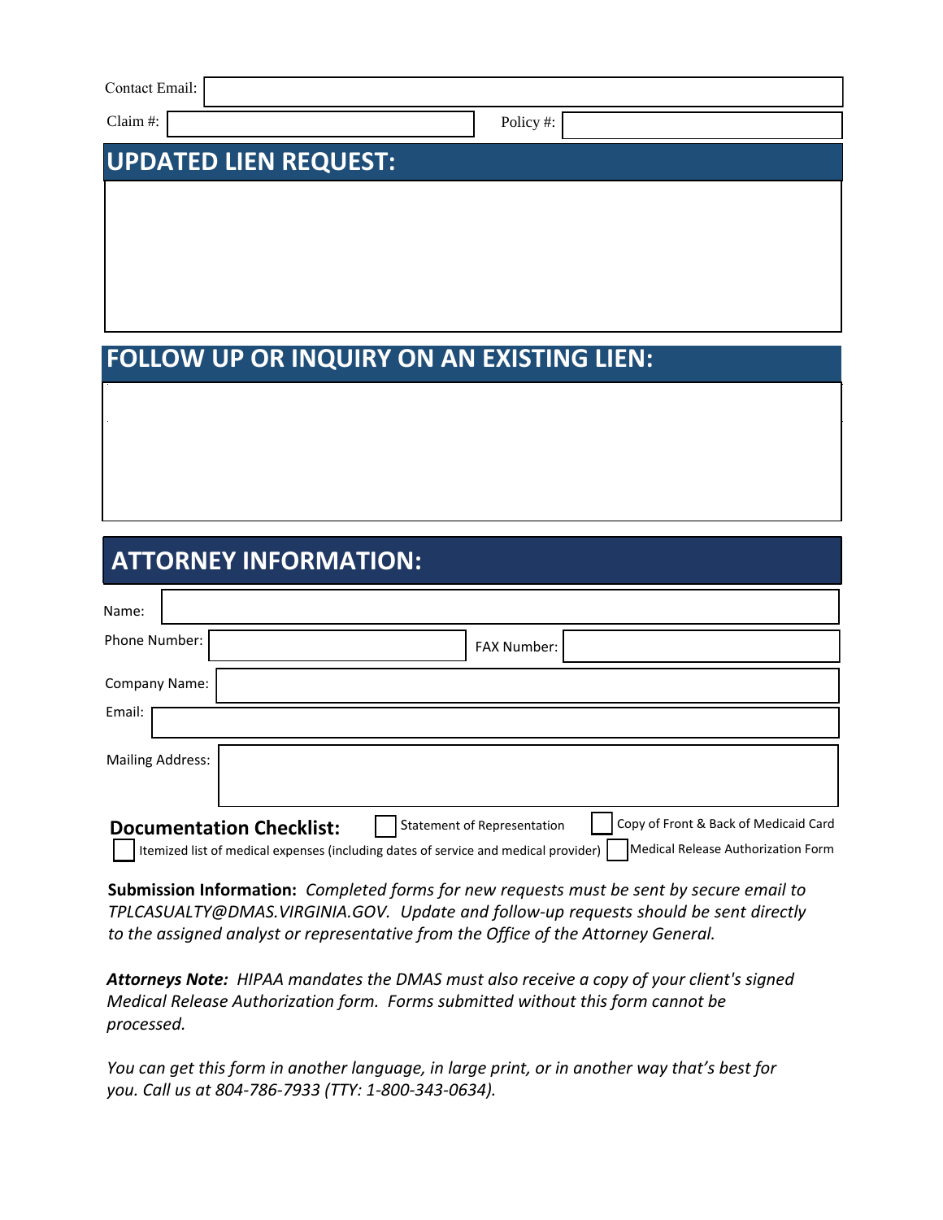Contact Email:

Claim #: Policy #:

## UPDATED LIEN REQUEST:

## FOLLOW UP OR INQUIRY ON AN EXISTING LIEN:

## ATTORNEY INFORMATION:

Name:

Phone Number: FAX Number:

Company Name:

Email:

Mailing Address:

**Documentation Checklist:**

- ☐ Statement of Representation
- ☐ Copy of Front & Back of Medicaid Card
- ☐ Itemized list of medical expenses (including dates of service and medical provider)
- ☐ Medical Release Authorization Form

**Submission Information:** *Completed forms for new requests must be sent by secure email to TPLCASUALTY@DMAS.VIRGINIA.GOV. Update and follow-up requests should be sent directly to the assigned analyst or representative from the Office of the Attorney General.*

***Attorneys Note:*** *HIPAA mandates the DMAS must also receive a copy of your client's signed Medical Release Authorization form. Forms submitted without this form cannot be processed.*

*You can get this form in another language, in large print, or in another way that's best for you. Call us at 804-786-7933 (TTY: 1-800-343-0634).*